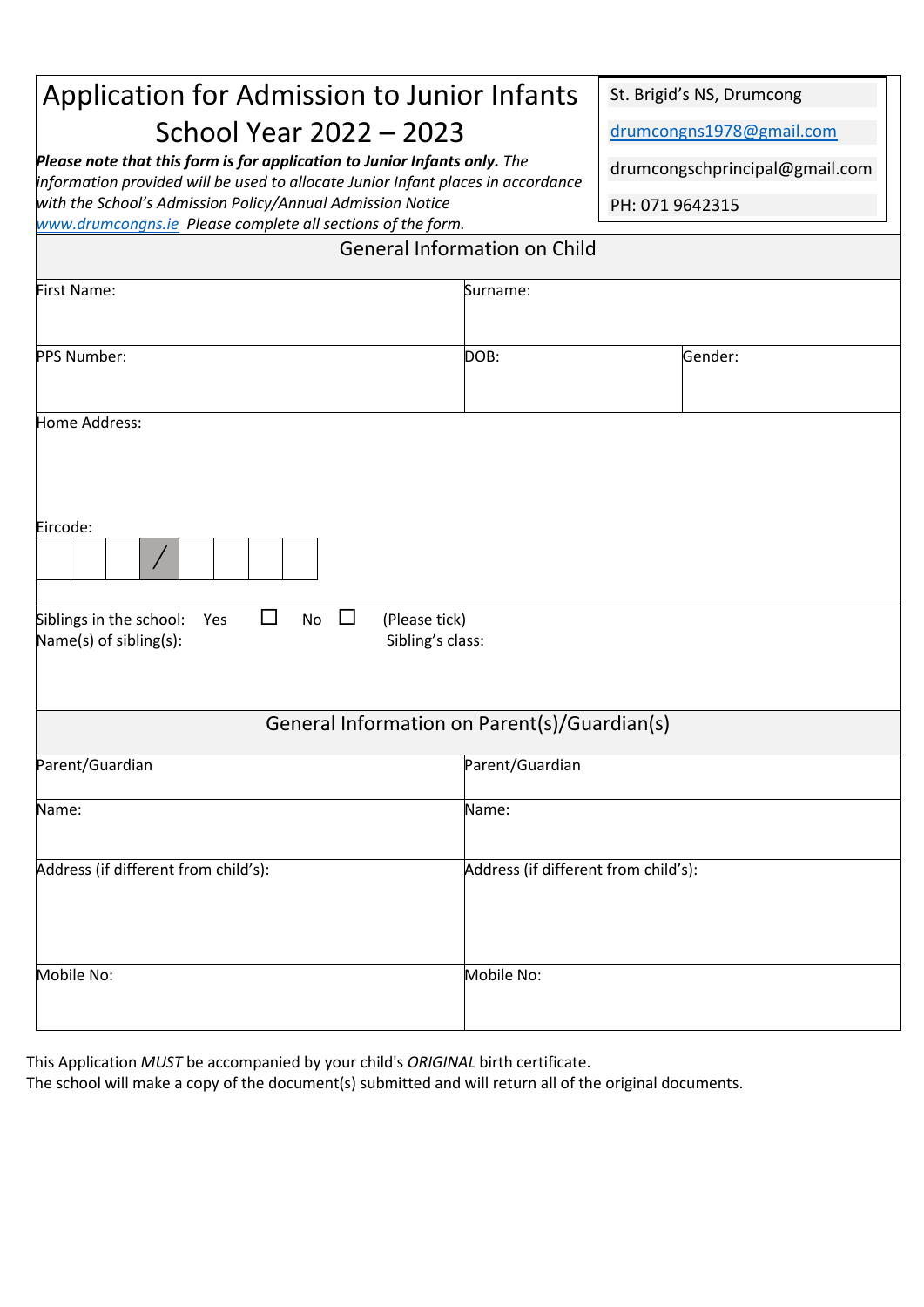# Application for Admission to Junior Infants School Year 2022 – 2023

***Please note that this form is for application to Junior Infants only.*** *The information provided will be used to allocate Junior Infant places in accordance with the School's Admission Policy/Annual Admission Notice* *www.drumcongns.ie Please complete all sections of the form.*

St. Brigid's NS, Drumcong
drumcongns1978@gmail.com
drumcongschprincipal@gmail.com
PH: 071 9642315

## General Information on Child

| First Name: | Surname: | |
|---|---|---|
| PPS Number: | DOB: | Gender: |

Home Address:

Eircode:

| | | | / | | | | |
|---|---|---|---|---|---|---|---|

Siblings in the school: Yes ☐ No ☐ (Please tick)

Name(s) of sibling(s): Sibling's class:

## General Information on Parent(s)/Guardian(s)

| Parent/Guardian | Parent/Guardian |
|---|---|
| Name: | Name: |
| Address (if different from child's): | Address (if different from child's): |
| Mobile No: | Mobile No: |

This Application *MUST* be accompanied by your child's *ORIGINAL* birth certificate.
The school will make a copy of the document(s) submitted and will return all of the original documents.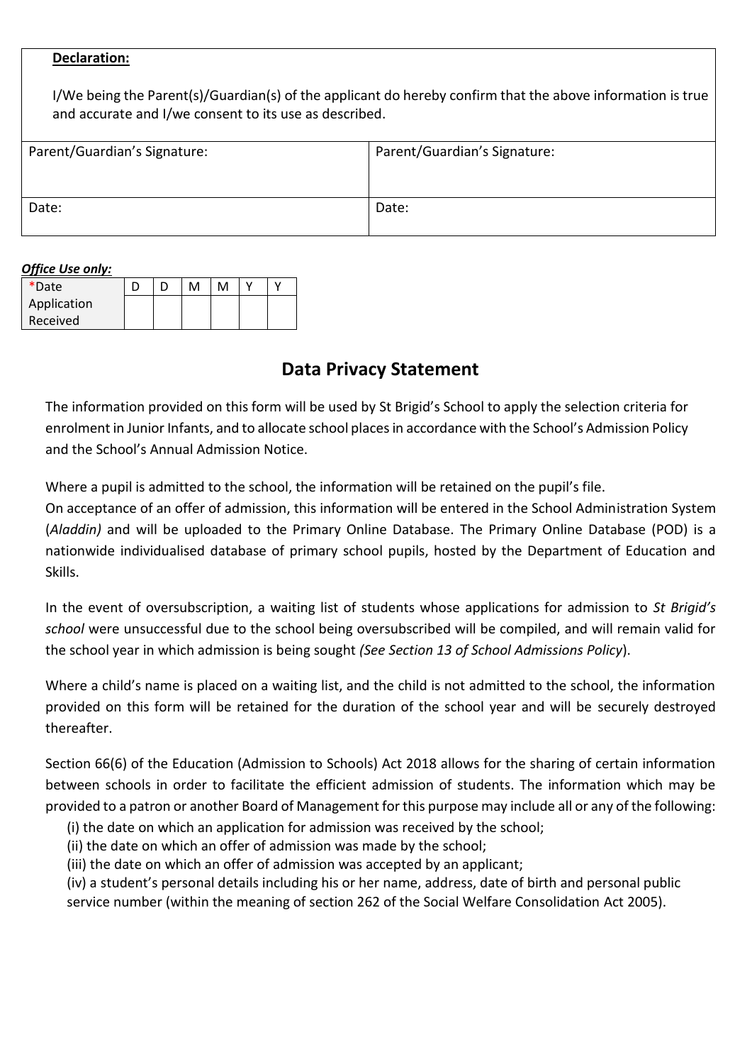**Declaration:**

I/We being the Parent(s)/Guardian(s) of the applicant do hereby confirm that the above information is true and accurate and I/we consent to its use as described.

| | |
|---|---|
| Parent/Guardian's Signature: | Parent/Guardian's Signature: |
| Date: | Date: |

***Office Use only:***

| *Date Application Received | D | D | M | M | Y | Y |
|---|---|---|---|---|---|---|
| | | | | | | |

## Data Privacy Statement

The information provided on this form will be used by St Brigid's School to apply the selection criteria for enrolment in Junior Infants, and to allocate school places in accordance with the School's Admission Policy and the School's Annual Admission Notice.

Where a pupil is admitted to the school, the information will be retained on the pupil's file.
On acceptance of an offer of admission, this information will be entered in the School Administration System (*Aladdin)* and will be uploaded to the Primary Online Database. The Primary Online Database (POD) is a nationwide individualised database of primary school pupils, hosted by the Department of Education and Skills.

In the event of oversubscription, a waiting list of students whose applications for admission to *St Brigid's school* were unsuccessful due to the school being oversubscribed will be compiled, and will remain valid for the school year in which admission is being sought *(See Section 13 of School Admissions Policy*).

Where a child's name is placed on a waiting list, and the child is not admitted to the school, the information provided on this form will be retained for the duration of the school year and will be securely destroyed thereafter.

Section 66(6) of the Education (Admission to Schools) Act 2018 allows for the sharing of certain information between schools in order to facilitate the efficient admission of students. The information which may be provided to a patron or another Board of Management for this purpose may include all or any of the following:

(i) the date on which an application for admission was received by the school;
(ii) the date on which an offer of admission was made by the school;
(iii) the date on which an offer of admission was accepted by an applicant;
(iv) a student's personal details including his or her name, address, date of birth and personal public service number (within the meaning of section 262 of the Social Welfare Consolidation Act 2005).